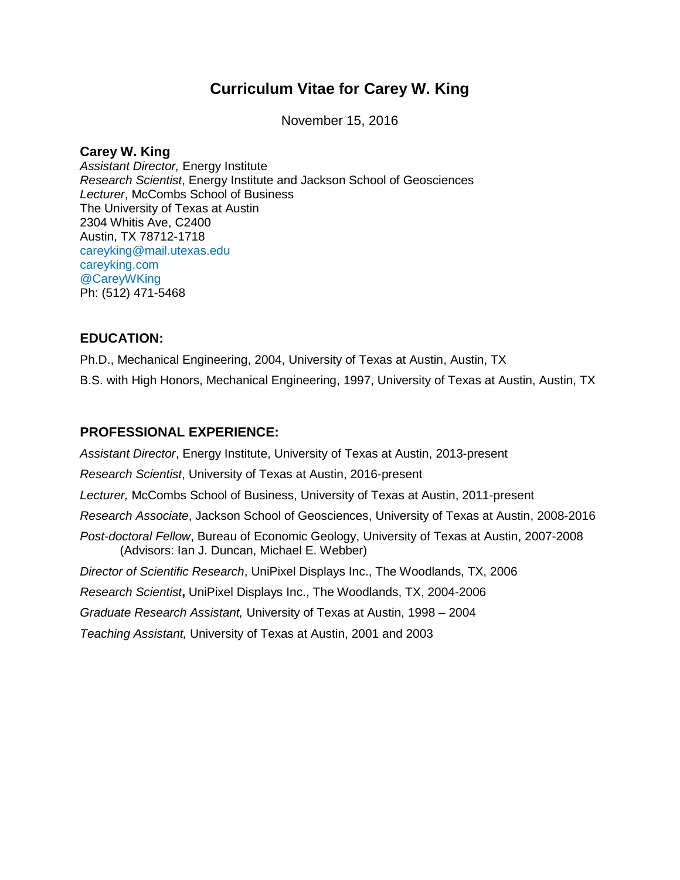# Curriculum Vitae for Carey W. King

November 15, 2016

**Carey W. King**
*Assistant Director,* Energy Institute
*Research Scientist*, Energy Institute and Jackson School of Geosciences
*Lecturer*, McCombs School of Business
The University of Texas at Austin
2304 Whitis Ave, C2400
Austin, TX 78712-1718
careyking@mail.utexas.edu
careyking.com
@CareyWKing
Ph: (512) 471-5468

## EDUCATION:

Ph.D., Mechanical Engineering, 2004, University of Texas at Austin, Austin, TX

B.S. with High Honors, Mechanical Engineering, 1997, University of Texas at Austin, Austin, TX

## PROFESSIONAL EXPERIENCE:

*Assistant Director*, Energy Institute, University of Texas at Austin, 2013-present

*Research Scientist*, University of Texas at Austin, 2016-present

*Lecturer,* McCombs School of Business, University of Texas at Austin, 2011-present

*Research Associate*, Jackson School of Geosciences, University of Texas at Austin, 2008-2016

*Post-doctoral Fellow*, Bureau of Economic Geology, University of Texas at Austin, 2007-2008
(Advisors: Ian J. Duncan, Michael E. Webber)

*Director of Scientific Research*, UniPixel Displays Inc., The Woodlands, TX, 2006

*Research Scientist*, UniPixel Displays Inc., The Woodlands, TX, 2004-2006

*Graduate Research Assistant,* University of Texas at Austin, 1998 – 2004

*Teaching Assistant,* University of Texas at Austin, 2001 and 2003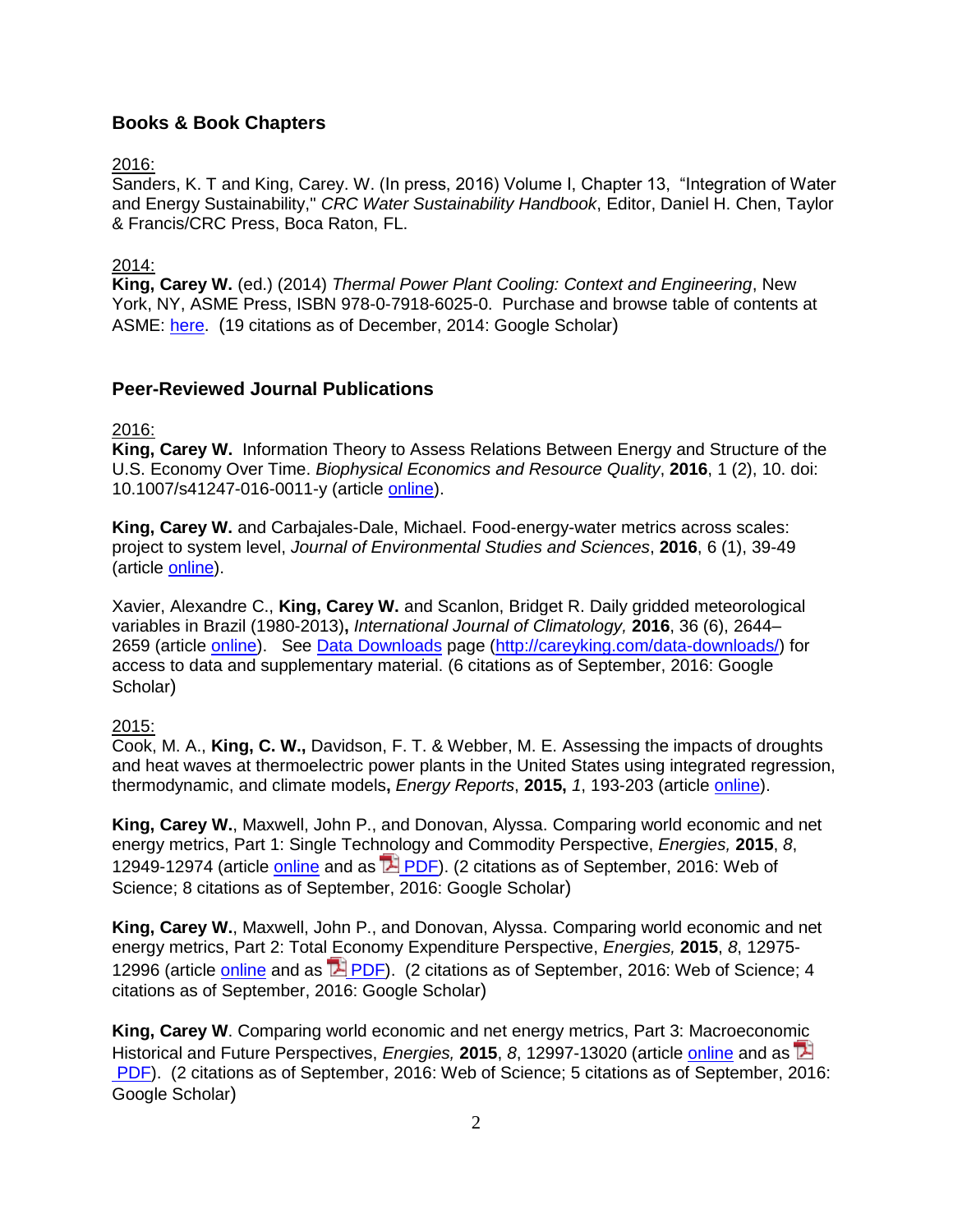## Books & Book Chapters

2016:
Sanders, K. T and King, Carey. W. (In press, 2016) Volume I, Chapter 13, "Integration of Water and Energy Sustainability," *CRC Water Sustainability Handbook*, Editor, Daniel H. Chen, Taylor & Francis/CRC Press, Boca Raton, FL.

2014:
**King, Carey W.** (ed.) (2014) *Thermal Power Plant Cooling: Context and Engineering*, New York, NY, ASME Press, ISBN 978-0-7918-6025-0. Purchase and browse table of contents at ASME: here. (19 citations as of December, 2014: Google Scholar)

## Peer-Reviewed Journal Publications

2016:
**King, Carey W.** Information Theory to Assess Relations Between Energy and Structure of the U.S. Economy Over Time. *Biophysical Economics and Resource Quality*, **2016**, 1 (2), 10. doi: 10.1007/s41247-016-0011-y (article online).

**King, Carey W.** and Carbajales-Dale, Michael. Food-energy-water metrics across scales: project to system level, *Journal of Environmental Studies and Sciences*, **2016**, 6 (1), 39-49 (article online).

Xavier, Alexandre C., **King, Carey W.** and Scanlon, Bridget R. Daily gridded meteorological variables in Brazil (1980-2013)**,** *International Journal of Climatology,* **2016**, 36 (6), 2644–2659 (article online). See Data Downloads page (http://careyking.com/data-downloads/) for access to data and supplementary material. (6 citations as of September, 2016: Google Scholar)

2015:
Cook, M. A., **King, C. W.,** Davidson, F. T. & Webber, M. E. Assessing the impacts of droughts and heat waves at thermoelectric power plants in the United States using integrated regression, thermodynamic, and climate models**,** *Energy Reports*, **2015,** *1*, 193-203 (article online).

**King, Carey W.**, Maxwell, John P., and Donovan, Alyssa. Comparing world economic and net energy metrics, Part 1: Single Technology and Commodity Perspective, *Energies,* **2015**, *8*, 12949-12974 (article online and as PDF). (2 citations as of September, 2016: Web of Science; 8 citations as of September, 2016: Google Scholar)

**King, Carey W.**, Maxwell, John P., and Donovan, Alyssa. Comparing world economic and net energy metrics, Part 2: Total Economy Expenditure Perspective, *Energies,* **2015**, *8*, 12975-12996 (article online and as PDF). (2 citations as of September, 2016: Web of Science; 4 citations as of September, 2016: Google Scholar)

**King, Carey W**. Comparing world economic and net energy metrics, Part 3: Macroeconomic Historical and Future Perspectives, *Energies,* **2015**, *8*, 12997-13020 (article online and as PDF). (2 citations as of September, 2016: Web of Science; 5 citations as of September, 2016: Google Scholar)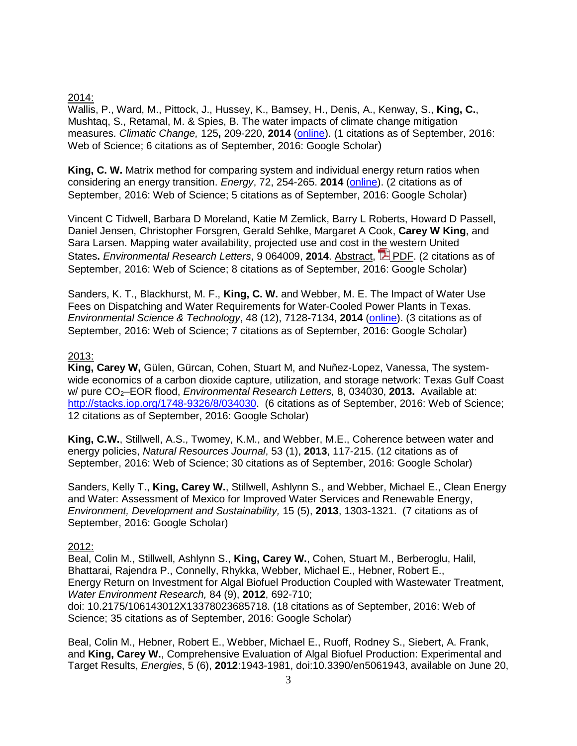2014:

Wallis, P., Ward, M., Pittock, J., Hussey, K., Bamsey, H., Denis, A., Kenway, S., **King, C.**, Mushtaq, S., Retamal, M. & Spies, B. The water impacts of climate change mitigation measures. *Climatic Change,* 125**,** 209-220, **2014** (online). (1 citations as of September, 2016: Web of Science; 6 citations as of September, 2016: Google Scholar)

**King, C. W.** Matrix method for comparing system and individual energy return ratios when considering an energy transition. *Energy*, 72, 254-265. **2014** (online). (2 citations as of September, 2016: Web of Science; 5 citations as of September, 2016: Google Scholar)

Vincent C Tidwell, Barbara D Moreland, Katie M Zemlick, Barry L Roberts, Howard D Passell, Daniel Jensen, Christopher Forsgren, Gerald Sehlke, Margaret A Cook, **Carey W King**, and Sara Larsen. Mapping water availability, projected use and cost in the western United States**.** *Environmental Research Letters*, 9 064009, **2014**. Abstract, PDF. (2 citations as of September, 2016: Web of Science; 8 citations as of September, 2016: Google Scholar)

Sanders, K. T., Blackhurst, M. F., **King, C. W.** and Webber, M. E. The Impact of Water Use Fees on Dispatching and Water Requirements for Water-Cooled Power Plants in Texas. *Environmental Science & Technology*, 48 (12), 7128-7134, **2014** (online). (3 citations as of September, 2016: Web of Science; 7 citations as of September, 2016: Google Scholar)

2013:

**King, Carey W,** Gülen, Gürcan, Cohen, Stuart M, and Nuñez-Lopez, Vanessa, The system-wide economics of a carbon dioxide capture, utilization, and storage network: Texas Gulf Coast w/ pure $CO_2$–EOR flood, *Environmental Research Letters,* 8, 034030, **2013.** Available at: http://stacks.iop.org/1748-9326/8/034030. (6 citations as of September, 2016: Web of Science; 12 citations as of September, 2016: Google Scholar)

**King, C.W.**, Stillwell, A.S., Twomey, K.M., and Webber, M.E., Coherence between water and energy policies, *Natural Resources Journal*, 53 (1), **2013**, 117-215. (12 citations as of September, 2016: Web of Science; 30 citations as of September, 2016: Google Scholar)

Sanders, Kelly T., **King, Carey W.**, Stillwell, Ashlynn S., and Webber, Michael E., Clean Energy and Water: Assessment of Mexico for Improved Water Services and Renewable Energy, *Environment, Development and Sustainability,* 15 (5), **2013**, 1303-1321. (7 citations as of September, 2016: Google Scholar)

2012:

Beal, Colin M., Stillwell, Ashlynn S., **King, Carey W.**, Cohen, Stuart M., Berberoglu, Halil, Bhattarai, Rajendra P., Connelly, Rhykka, Webber, Michael E., Hebner, Robert E., Energy Return on Investment for Algal Biofuel Production Coupled with Wastewater Treatment, *Water Environment Research,* 84 (9), **2012**, 692-710; doi: 10.2175/106143012X13378023685718. (18 citations as of September, 2016: Web of Science; 35 citations as of September, 2016: Google Scholar)

Beal, Colin M., Hebner, Robert E., Webber, Michael E., Ruoff, Rodney S., Siebert, A. Frank, and **King, Carey W.**, Comprehensive Evaluation of Algal Biofuel Production: Experimental and Target Results, *Energies*, 5 (6), **2012**:1943-1981, doi:10.3390/en5061943, available on June 20,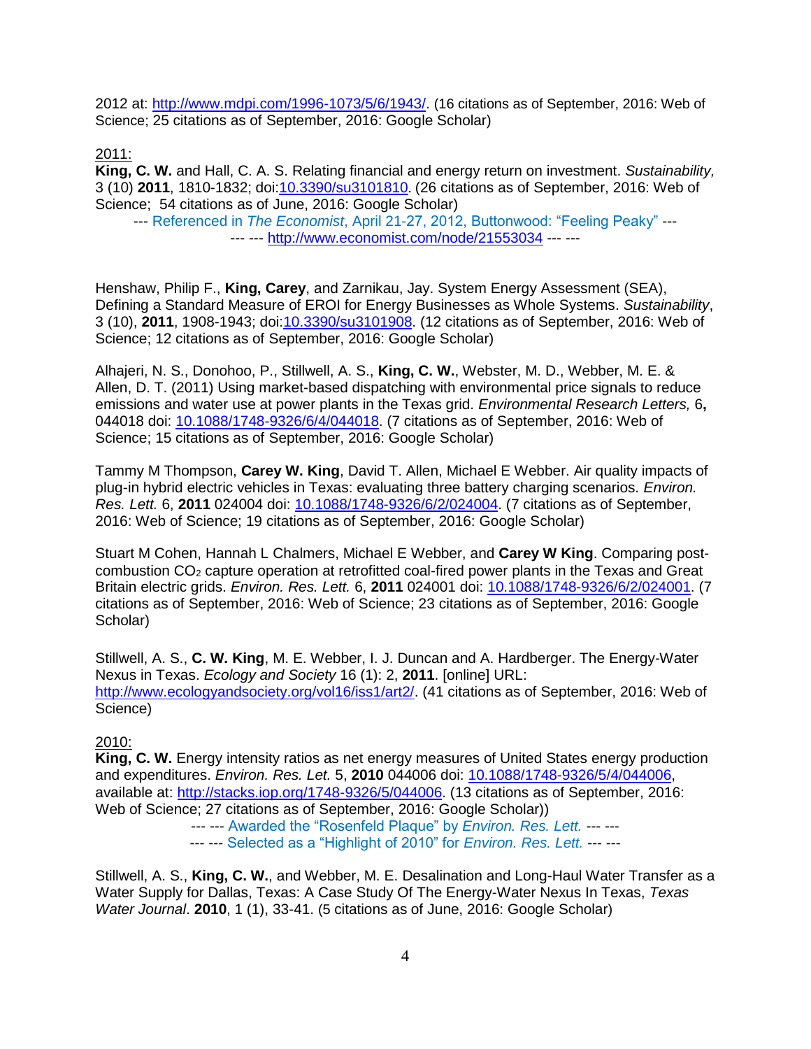2012 at: [http://www.mdpi.com/1996-1073/5/6/1943/](http://www.mdpi.com/1996-1073/5/6/1943/). (16 citations as of September, 2016: Web of Science; 25 citations as of September, 2016: Google Scholar)

2011:

**King, C. W.** and Hall, C. A. S. Relating financial and energy return on investment. *Sustainability,* 3 (10) **2011**, 1810-1832; doi:[10.3390/su3101810](10.3390/su3101810). (26 citations as of September, 2016: Web of Science; 54 citations as of June, 2016: Google Scholar)

--- Referenced in *The Economist*, April 21-27, 2012, Buttonwood: "Feeling Peaky" --- --- --- [http://www.economist.com/node/21553034](http://www.economist.com/node/21553034) --- ---

Henshaw, Philip F., **King, Carey**, and Zarnikau, Jay. System Energy Assessment (SEA), Defining a Standard Measure of EROI for Energy Businesses as Whole Systems. *Sustainability*, 3 (10), **2011**, 1908-1943; doi:[10.3390/su3101908](10.3390/su3101908). (12 citations as of September, 2016: Web of Science; 12 citations as of September, 2016: Google Scholar)

Alhajeri, N. S., Donohoo, P., Stillwell, A. S., **King, C. W.**, Webster, M. D., Webber, M. E. & Allen, D. T. (2011) Using market-based dispatching with environmental price signals to reduce emissions and water use at power plants in the Texas grid. *Environmental Research Letters,* 6**,** 044018 doi: [10.1088/1748-9326/6/4/044018](10.1088/1748-9326/6/4/044018). (7 citations as of September, 2016: Web of Science; 15 citations as of September, 2016: Google Scholar)

Tammy M Thompson, **Carey W. King**, David T. Allen, Michael E Webber. Air quality impacts of plug-in hybrid electric vehicles in Texas: evaluating three battery charging scenarios. *Environ. Res. Lett.* 6, **2011** 024004 doi: [10.1088/1748-9326/6/2/024004](10.1088/1748-9326/6/2/024004). (7 citations as of September, 2016: Web of Science; 19 citations as of September, 2016: Google Scholar)

Stuart M Cohen, Hannah L Chalmers, Michael E Webber, and **Carey W King**. Comparing post-combustion $CO_2$ capture operation at retrofitted coal-fired power plants in the Texas and Great Britain electric grids. *Environ. Res. Lett.* 6, **2011** 024001 doi: [10.1088/1748-9326/6/2/024001](10.1088/1748-9326/6/2/024001). (7 citations as of September, 2016: Web of Science; 23 citations as of September, 2016: Google Scholar)

Stillwell, A. S., **C. W. King**, M. E. Webber, I. J. Duncan and A. Hardberger. The Energy-Water Nexus in Texas. *Ecology and Society* 16 (1): 2, **2011**. [online] URL: [http://www.ecologyandsociety.org/vol16/iss1/art2/](http://www.ecologyandsociety.org/vol16/iss1/art2/). (41 citations as of September, 2016: Web of Science)

2010:

**King, C. W.** Energy intensity ratios as net energy measures of United States energy production and expenditures. *Environ. Res. Let.* 5, **2010** 044006 doi: [10.1088/1748-9326/5/4/044006](10.1088/1748-9326/5/4/044006), available at: [http://stacks.iop.org/1748-9326/5/044006](http://stacks.iop.org/1748-9326/5/044006). (13 citations as of September, 2016: Web of Science; 27 citations as of September, 2016: Google Scholar))

--- --- Awarded the "Rosenfeld Plaque" by *Environ. Res. Lett.* --- ---

--- --- Selected as a "Highlight of 2010" for *Environ. Res. Lett.* --- ---

Stillwell, A. S., **King, C. W.**, and Webber, M. E. Desalination and Long-Haul Water Transfer as a Water Supply for Dallas, Texas: A Case Study Of The Energy-Water Nexus In Texas, *Texas Water Journal*. **2010**, 1 (1), 33-41. (5 citations as of June, 2016: Google Scholar)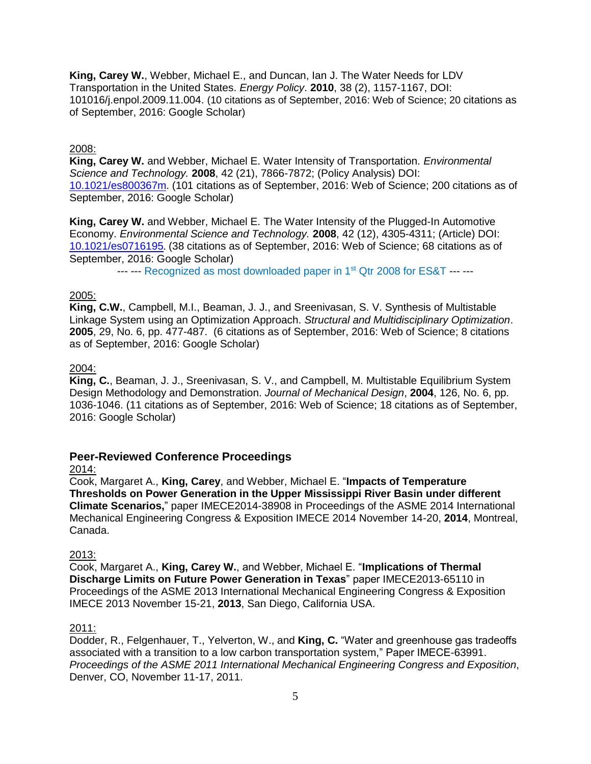**King, Carey W.**, Webber, Michael E., and Duncan, Ian J. The Water Needs for LDV Transportation in the United States. *Energy Policy*. **2010**, 38 (2), 1157-1167, DOI: 101016/j.enpol.2009.11.004. (10 citations as of September, 2016: Web of Science; 20 citations as of September, 2016: Google Scholar)

2008:

**King, Carey W.** and Webber, Michael E. Water Intensity of Transportation. *Environmental Science and Technology.* **2008**, 42 (21), 7866-7872; (Policy Analysis) DOI: [10.1021/es800367m](10.1021/es800367m). (101 citations as of September, 2016: Web of Science; 200 citations as of September, 2016: Google Scholar)

**King, Carey W.** and Webber, Michael E. The Water Intensity of the Plugged-In Automotive Economy. *Environmental Science and Technology.* **2008**, 42 (12), 4305-4311; (Article) DOI: [10.1021/es0716195](10.1021/es0716195). (38 citations as of September, 2016: Web of Science; 68 citations as of September, 2016: Google Scholar)

--- --- Recognized as most downloaded paper in 1st Qtr 2008 for ES&T --- ---

2005:

**King, C.W.**, Campbell, M.I., Beaman, J. J., and Sreenivasan, S. V. Synthesis of Multistable Linkage System using an Optimization Approach. *Structural and Multidisciplinary Optimization*. **2005**, 29, No. 6, pp. 477-487. (6 citations as of September, 2016: Web of Science; 8 citations as of September, 2016: Google Scholar)

2004:

**King, C.**, Beaman, J. J., Sreenivasan, S. V., and Campbell, M. Multistable Equilibrium System Design Methodology and Demonstration. *Journal of Mechanical Design*, **2004**, 126, No. 6, pp. 1036-1046. (11 citations as of September, 2016: Web of Science; 18 citations as of September, 2016: Google Scholar)

## Peer-Reviewed Conference Proceedings

2014:

Cook, Margaret A., **King, Carey**, and Webber, Michael E. "**Impacts of Temperature Thresholds on Power Generation in the Upper Mississippi River Basin under different Climate Scenarios,**" paper IMECE2014-38908 in Proceedings of the ASME 2014 International Mechanical Engineering Congress & Exposition IMECE 2014 November 14-20, **2014**, Montreal, Canada.

2013:

Cook, Margaret A., **King, Carey W.**, and Webber, Michael E. "**Implications of Thermal Discharge Limits on Future Power Generation in Texas**" paper IMECE2013-65110 in Proceedings of the ASME 2013 International Mechanical Engineering Congress & Exposition IMECE 2013 November 15-21, **2013**, San Diego, California USA.

2011:

Dodder, R., Felgenhauer, T., Yelverton, W., and **King, C.** "Water and greenhouse gas tradeoffs associated with a transition to a low carbon transportation system," Paper IMECE-63991. *Proceedings of the ASME 2011 International Mechanical Engineering Congress and Exposition*, Denver, CO, November 11-17, 2011.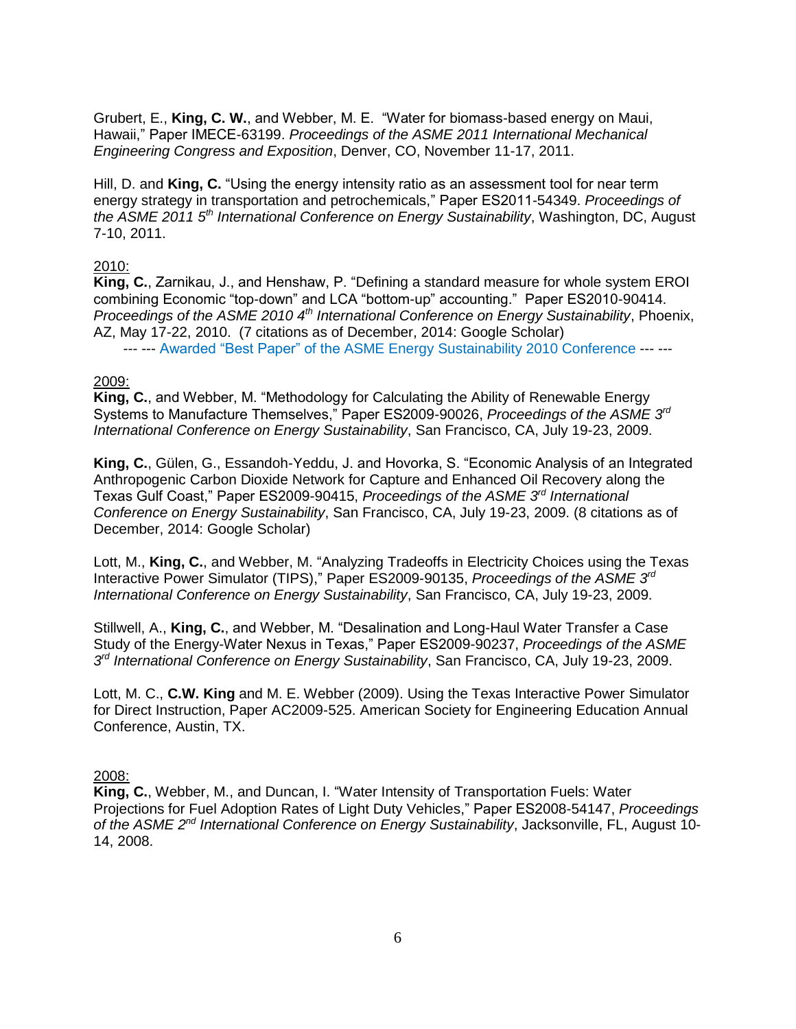Grubert, E., **King, C. W.**, and Webber, M. E. “Water for biomass-based energy on Maui, Hawaii,” Paper IMECE-63199. *Proceedings of the ASME 2011 International Mechanical Engineering Congress and Exposition*, Denver, CO, November 11-17, 2011.

Hill, D. and **King, C.** “Using the energy intensity ratio as an assessment tool for near term energy strategy in transportation and petrochemicals,” Paper ES2011-54349. *Proceedings of the ASME 2011 5th International Conference on Energy Sustainability*, Washington, DC, August 7-10, 2011.

2010:

**King, C.**, Zarnikau, J., and Henshaw, P. “Defining a standard measure for whole system EROI combining Economic “top-down” and LCA “bottom-up” accounting.” Paper ES2010-90414. *Proceedings of the ASME 2010 4th International Conference on Energy Sustainability*, Phoenix, AZ, May 17-22, 2010. (7 citations as of December, 2014: Google Scholar)

--- --- Awarded “Best Paper” of the ASME Energy Sustainability 2010 Conference --- ---

2009:

**King, C.**, and Webber, M. “Methodology for Calculating the Ability of Renewable Energy Systems to Manufacture Themselves,” Paper ES2009-90026, *Proceedings of the ASME 3rd International Conference on Energy Sustainability*, San Francisco, CA, July 19-23, 2009.

**King, C.**, Gülen, G., Essandoh-Yeddu, J. and Hovorka, S. “Economic Analysis of an Integrated Anthropogenic Carbon Dioxide Network for Capture and Enhanced Oil Recovery along the Texas Gulf Coast,” Paper ES2009-90415, *Proceedings of the ASME 3rd International Conference on Energy Sustainability*, San Francisco, CA, July 19-23, 2009. (8 citations as of December, 2014: Google Scholar)

Lott, M., **King, C.**, and Webber, M. “Analyzing Tradeoffs in Electricity Choices using the Texas Interactive Power Simulator (TIPS),” Paper ES2009-90135, *Proceedings of the ASME 3rd International Conference on Energy Sustainability*, San Francisco, CA, July 19-23, 2009.

Stillwell, A., **King, C.**, and Webber, M. “Desalination and Long-Haul Water Transfer a Case Study of the Energy-Water Nexus in Texas,” Paper ES2009-90237, *Proceedings of the ASME 3rd International Conference on Energy Sustainability*, San Francisco, CA, July 19-23, 2009.

Lott, M. C., **C.W. King** and M. E. Webber (2009). Using the Texas Interactive Power Simulator for Direct Instruction, Paper AC2009-525. American Society for Engineering Education Annual Conference, Austin, TX.

2008:

**King, C.**, Webber, M., and Duncan, I. “Water Intensity of Transportation Fuels: Water Projections for Fuel Adoption Rates of Light Duty Vehicles,” Paper ES2008-54147, *Proceedings of the ASME 2nd International Conference on Energy Sustainability*, Jacksonville, FL, August 10-14, 2008.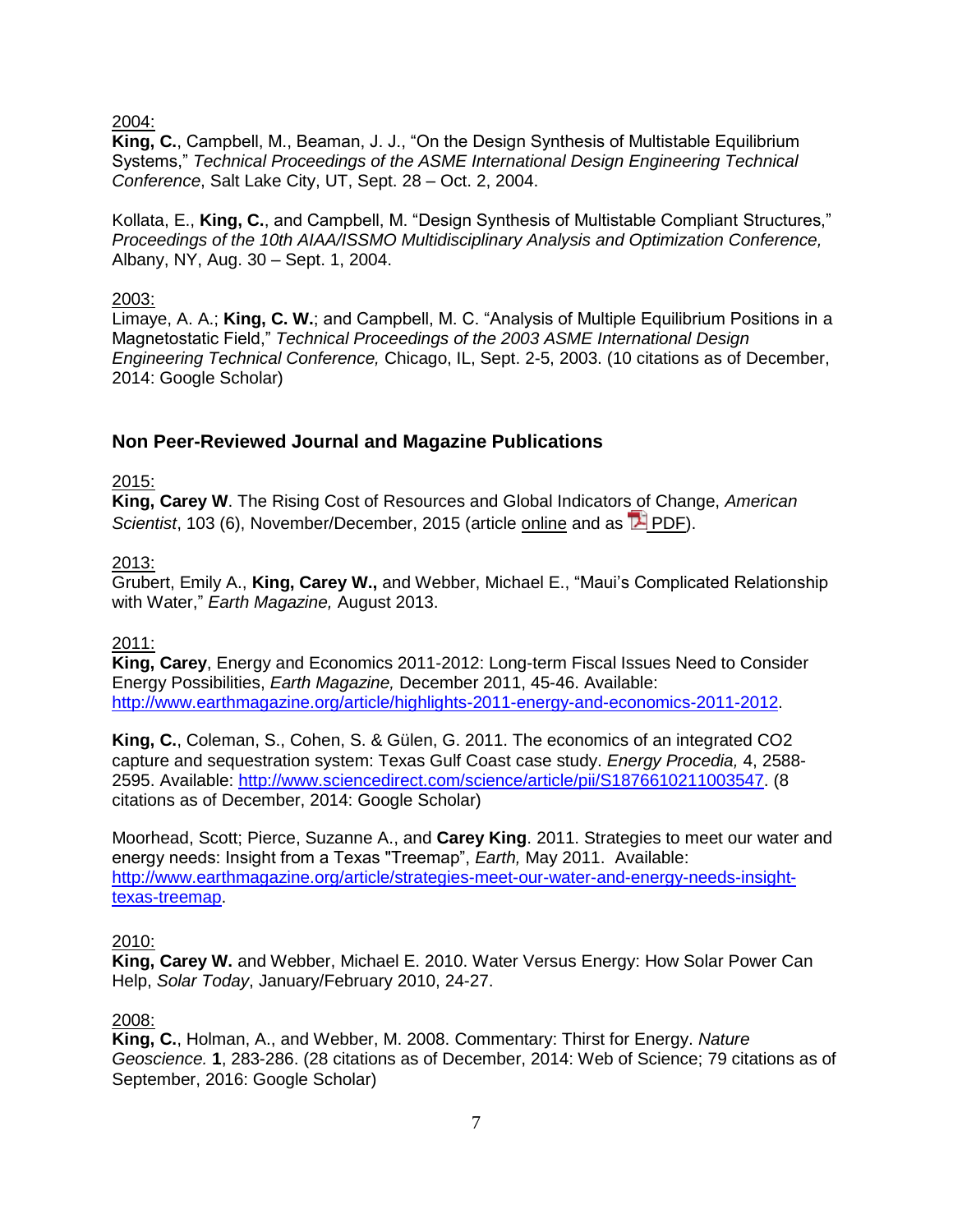2004:

**King, C.**, Campbell, M., Beaman, J. J., "On the Design Synthesis of Multistable Equilibrium Systems," *Technical Proceedings of the ASME International Design Engineering Technical Conference*, Salt Lake City, UT, Sept. 28 – Oct. 2, 2004.

Kollata, E., **King, C.**, and Campbell, M. "Design Synthesis of Multistable Compliant Structures," *Proceedings of the 10th AIAA/ISSMO Multidisciplinary Analysis and Optimization Conference,* Albany, NY, Aug. 30 – Sept. 1, 2004.

2003:

Limaye, A. A.; **King, C. W.**; and Campbell, M. C. "Analysis of Multiple Equilibrium Positions in a Magnetostatic Field," *Technical Proceedings of the 2003 ASME International Design Engineering Technical Conference,* Chicago, IL, Sept. 2-5, 2003. (10 citations as of December, 2014: Google Scholar)

## Non Peer-Reviewed Journal and Magazine Publications

2015:

**King, Carey W**. The Rising Cost of Resources and Global Indicators of Change, *American Scientist*, 103 (6), November/December, 2015 (article online and as PDF).

2013:

Grubert, Emily A., **King, Carey W.,** and Webber, Michael E., "Maui's Complicated Relationship with Water," *Earth Magazine,* August 2013.

2011:

**King, Carey**, Energy and Economics 2011-2012: Long-term Fiscal Issues Need to Consider Energy Possibilities, *Earth Magazine,* December 2011, 45-46. Available: http://www.earthmagazine.org/article/highlights-2011-energy-and-economics-2011-2012.

**King, C.**, Coleman, S., Cohen, S. & Gülen, G. 2011. The economics of an integrated CO2 capture and sequestration system: Texas Gulf Coast case study. *Energy Procedia,* 4, 2588-2595. Available: http://www.sciencedirect.com/science/article/pii/S1876610211003547. (8 citations as of December, 2014: Google Scholar)

Moorhead, Scott; Pierce, Suzanne A., and **Carey King**. 2011. Strategies to meet our water and energy needs: Insight from a Texas "Treemap", *Earth,* May 2011. Available: http://www.earthmagazine.org/article/strategies-meet-our-water-and-energy-needs-insight-texas-treemap.

2010:

**King, Carey W.** and Webber, Michael E. 2010. Water Versus Energy: How Solar Power Can Help, *Solar Today*, January/February 2010, 24-27.

2008:

**King, C.**, Holman, A., and Webber, M. 2008. Commentary: Thirst for Energy. *Nature Geoscience.* **1**, 283-286. (28 citations as of December, 2014: Web of Science; 79 citations as of September, 2016: Google Scholar)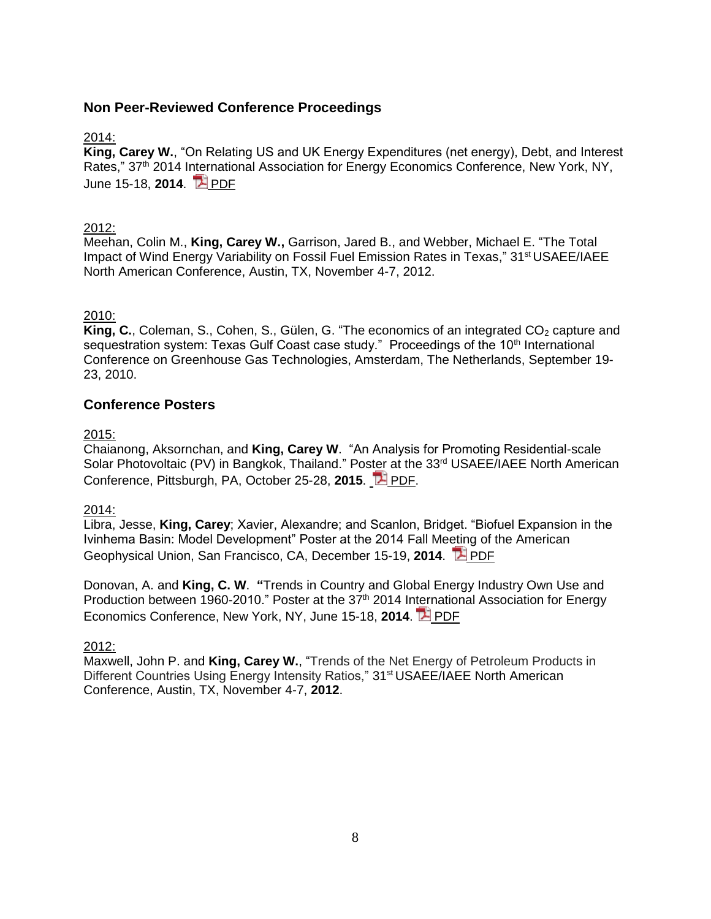## Non Peer-Reviewed Conference Proceedings

2014:

**King, Carey W.**, "On Relating US and UK Energy Expenditures (net energy), Debt, and Interest Rates," 37th 2014 International Association for Energy Economics Conference, New York, NY, June 15-18, **2014**. PDF

2012:

Meehan, Colin M., **King, Carey W.,** Garrison, Jared B., and Webber, Michael E. "The Total Impact of Wind Energy Variability on Fossil Fuel Emission Rates in Texas," 31st USAEE/IAEE North American Conference, Austin, TX, November 4-7, 2012.

2010:

**King, C.**, Coleman, S., Cohen, S., Gülen, G. "The economics of an integrated $CO_2$ capture and sequestration system: Texas Gulf Coast case study." Proceedings of the 10th International Conference on Greenhouse Gas Technologies, Amsterdam, The Netherlands, September 19-23, 2010.

## Conference Posters

2015:

Chaianong, Aksornchan, and **King, Carey W**. "An Analysis for Promoting Residential-scale Solar Photovoltaic (PV) in Bangkok, Thailand." Poster at the 33rd USAEE/IAEE North American Conference, Pittsburgh, PA, October 25-28, **2015**. PDF.

2014:

Libra, Jesse, **King, Carey**; Xavier, Alexandre; and Scanlon, Bridget. "Biofuel Expansion in the Ivinhema Basin: Model Development" Poster at the 2014 Fall Meeting of the American Geophysical Union, San Francisco, CA, December 15-19, **2014**. PDF

Donovan, A. and **King, C. W**. **"**Trends in Country and Global Energy Industry Own Use and Production between 1960-2010." Poster at the 37th 2014 International Association for Energy Economics Conference, New York, NY, June 15-18, **2014**. PDF

2012:

Maxwell, John P. and **King, Carey W.**, "Trends of the Net Energy of Petroleum Products in Different Countries Using Energy Intensity Ratios," 31st USAEE/IAEE North American Conference, Austin, TX, November 4-7, **2012**.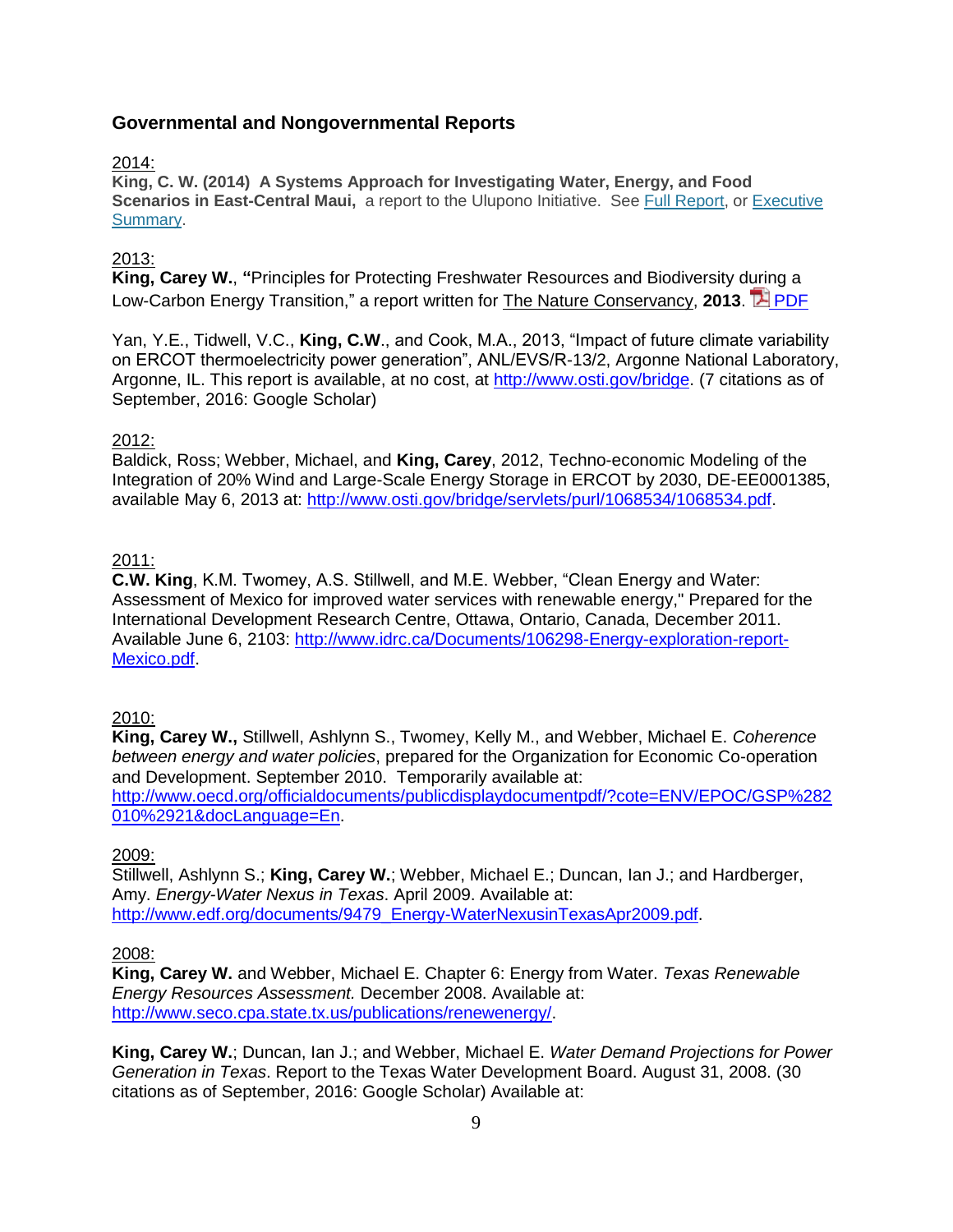## Governmental and Nongovernmental Reports

2014:

**King, C. W. (2014) A Systems Approach for Investigating Water, Energy, and Food Scenarios in East-Central Maui,** a report to the Ulupono Initiative. See Full Report, or Executive Summary.

2013:

**King, Carey W.**, **"**Principles for Protecting Freshwater Resources and Biodiversity during a Low-Carbon Energy Transition," a report written for The Nature Conservancy, **2013**. PDF

Yan, Y.E., Tidwell, V.C., **King, C.W**., and Cook, M.A., 2013, "Impact of future climate variability on ERCOT thermoelectricity power generation", ANL/EVS/R-13/2, Argonne National Laboratory, Argonne, IL. This report is available, at no cost, at http://www.osti.gov/bridge. (7 citations as of September, 2016: Google Scholar)

2012:

Baldick, Ross; Webber, Michael, and **King, Carey**, 2012, Techno-economic Modeling of the Integration of 20% Wind and Large-Scale Energy Storage in ERCOT by 2030, DE-EE0001385, available May 6, 2013 at: http://www.osti.gov/bridge/servlets/purl/1068534/1068534.pdf.

2011:

**C.W. King**, K.M. Twomey, A.S. Stillwell, and M.E. Webber, "Clean Energy and Water: Assessment of Mexico for improved water services with renewable energy," Prepared for the International Development Research Centre, Ottawa, Ontario, Canada, December 2011. Available June 6, 2103: http://www.idrc.ca/Documents/106298-Energy-exploration-report-Mexico.pdf.

2010:

**King, Carey W.,** Stillwell, Ashlynn S., Twomey, Kelly M., and Webber, Michael E. *Coherence between energy and water policies*, prepared for the Organization for Economic Co-operation and Development. September 2010. Temporarily available at: http://www.oecd.org/officialdocuments/publicdisplaydocumentpdf/?cote=ENV/EPOC/GSP%282010%2921&docLanguage=En.

2009:

Stillwell, Ashlynn S.; **King, Carey W.**; Webber, Michael E.; Duncan, Ian J.; and Hardberger, Amy. *Energy-Water Nexus in Texas*. April 2009. Available at: http://www.edf.org/documents/9479_Energy-WaterNexusinTexasApr2009.pdf.

2008:

**King, Carey W.** and Webber, Michael E. Chapter 6: Energy from Water. *Texas Renewable Energy Resources Assessment.* December 2008. Available at: http://www.seco.cpa.state.tx.us/publications/renewenergy/.

**King, Carey W.**; Duncan, Ian J.; and Webber, Michael E. *Water Demand Projections for Power Generation in Texas*. Report to the Texas Water Development Board. August 31, 2008. (30 citations as of September, 2016: Google Scholar) Available at: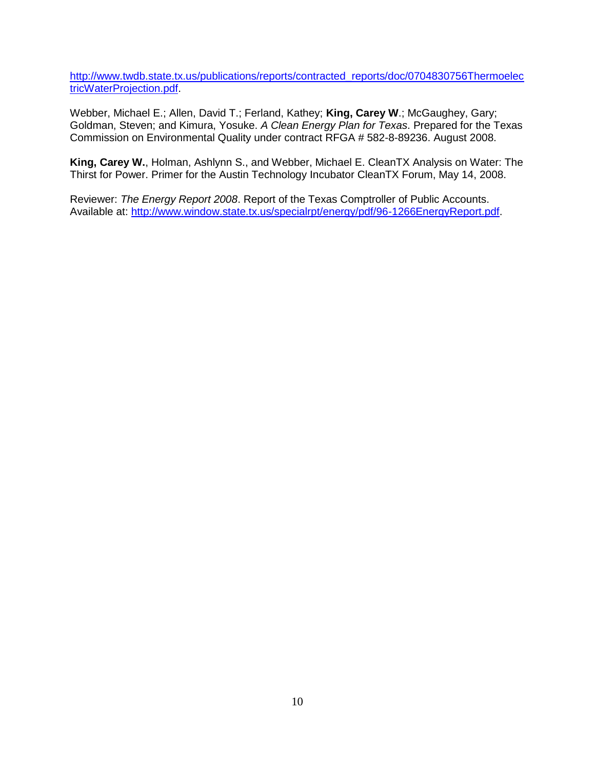http://www.twdb.state.tx.us/publications/reports/contracted_reports/doc/0704830756ThermoelectricWaterProjection.pdf.

Webber, Michael E.; Allen, David T.; Ferland, Kathey; **King, Carey W**.; McGaughey, Gary; Goldman, Steven; and Kimura, Yosuke. *A Clean Energy Plan for Texas*. Prepared for the Texas Commission on Environmental Quality under contract RFGA # 582-8-89236. August 2008.

**King, Carey W.**, Holman, Ashlynn S., and Webber, Michael E. CleanTX Analysis on Water: The Thirst for Power. Primer for the Austin Technology Incubator CleanTX Forum, May 14, 2008.

Reviewer: *The Energy Report 2008*. Report of the Texas Comptroller of Public Accounts. Available at: http://www.window.state.tx.us/specialrpt/energy/pdf/96-1266EnergyReport.pdf.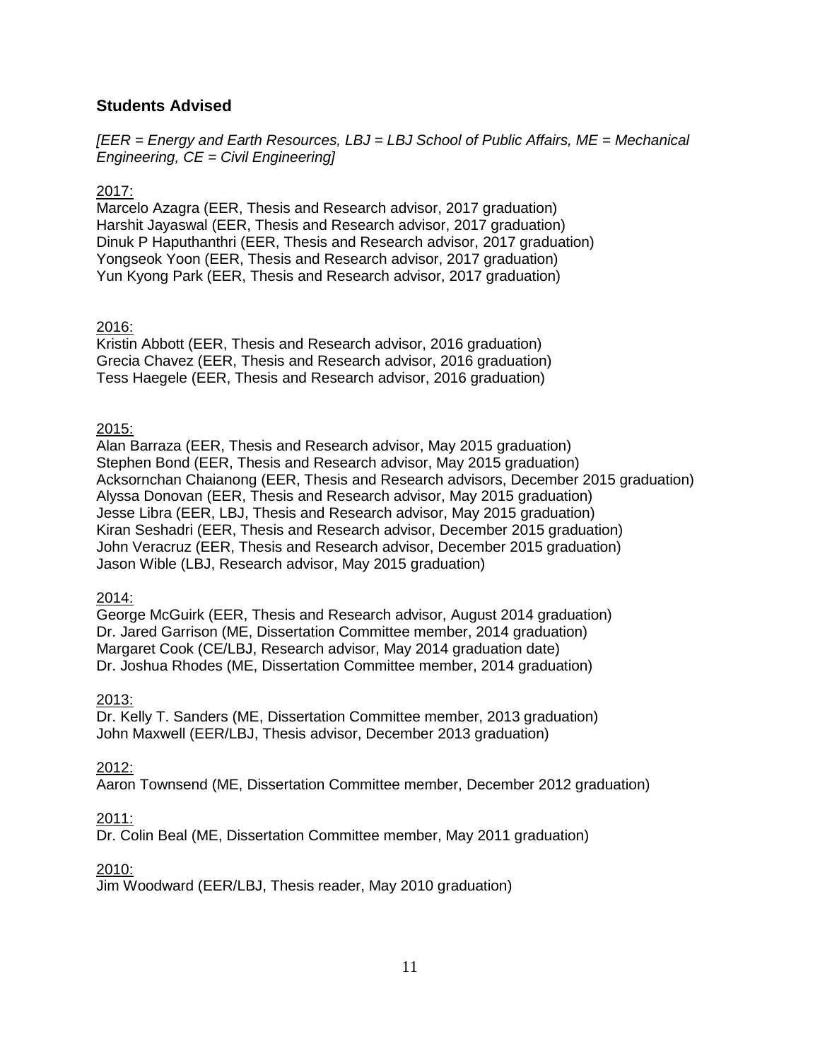## Students Advised

*[EER = Energy and Earth Resources, LBJ = LBJ School of Public Affairs, ME = Mechanical Engineering, CE = Civil Engineering]*

<u>2017:</u>
Marcelo Azagra (EER, Thesis and Research advisor, 2017 graduation)
Harshit Jayaswal (EER, Thesis and Research advisor, 2017 graduation)
Dinuk P Haputhanthri (EER, Thesis and Research advisor, 2017 graduation)
Yongseok Yoon (EER, Thesis and Research advisor, 2017 graduation)
Yun Kyong Park (EER, Thesis and Research advisor, 2017 graduation)

<u>2016:</u>
Kristin Abbott (EER, Thesis and Research advisor, 2016 graduation)
Grecia Chavez (EER, Thesis and Research advisor, 2016 graduation)
Tess Haegele (EER, Thesis and Research advisor, 2016 graduation)

<u>2015:</u>
Alan Barraza (EER, Thesis and Research advisor, May 2015 graduation)
Stephen Bond (EER, Thesis and Research advisor, May 2015 graduation)
Acksornchan Chaianong (EER, Thesis and Research advisors, December 2015 graduation)
Alyssa Donovan (EER, Thesis and Research advisor, May 2015 graduation)
Jesse Libra (EER, LBJ, Thesis and Research advisor, May 2015 graduation)
Kiran Seshadri (EER, Thesis and Research advisor, December 2015 graduation)
John Veracruz (EER, Thesis and Research advisor, December 2015 graduation)
Jason Wible (LBJ, Research advisor, May 2015 graduation)

<u>2014:</u>
George McGuirk (EER, Thesis and Research advisor, August 2014 graduation)
Dr. Jared Garrison (ME, Dissertation Committee member, 2014 graduation)
Margaret Cook (CE/LBJ, Research advisor, May 2014 graduation date)
Dr. Joshua Rhodes (ME, Dissertation Committee member, 2014 graduation)

<u>2013:</u>
Dr. Kelly T. Sanders (ME, Dissertation Committee member, 2013 graduation)
John Maxwell (EER/LBJ, Thesis advisor, December 2013 graduation)

<u>2012:</u>
Aaron Townsend (ME, Dissertation Committee member, December 2012 graduation)

<u>2011:</u>
Dr. Colin Beal (ME, Dissertation Committee member, May 2011 graduation)

<u>2010:</u>
Jim Woodward (EER/LBJ, Thesis reader, May 2010 graduation)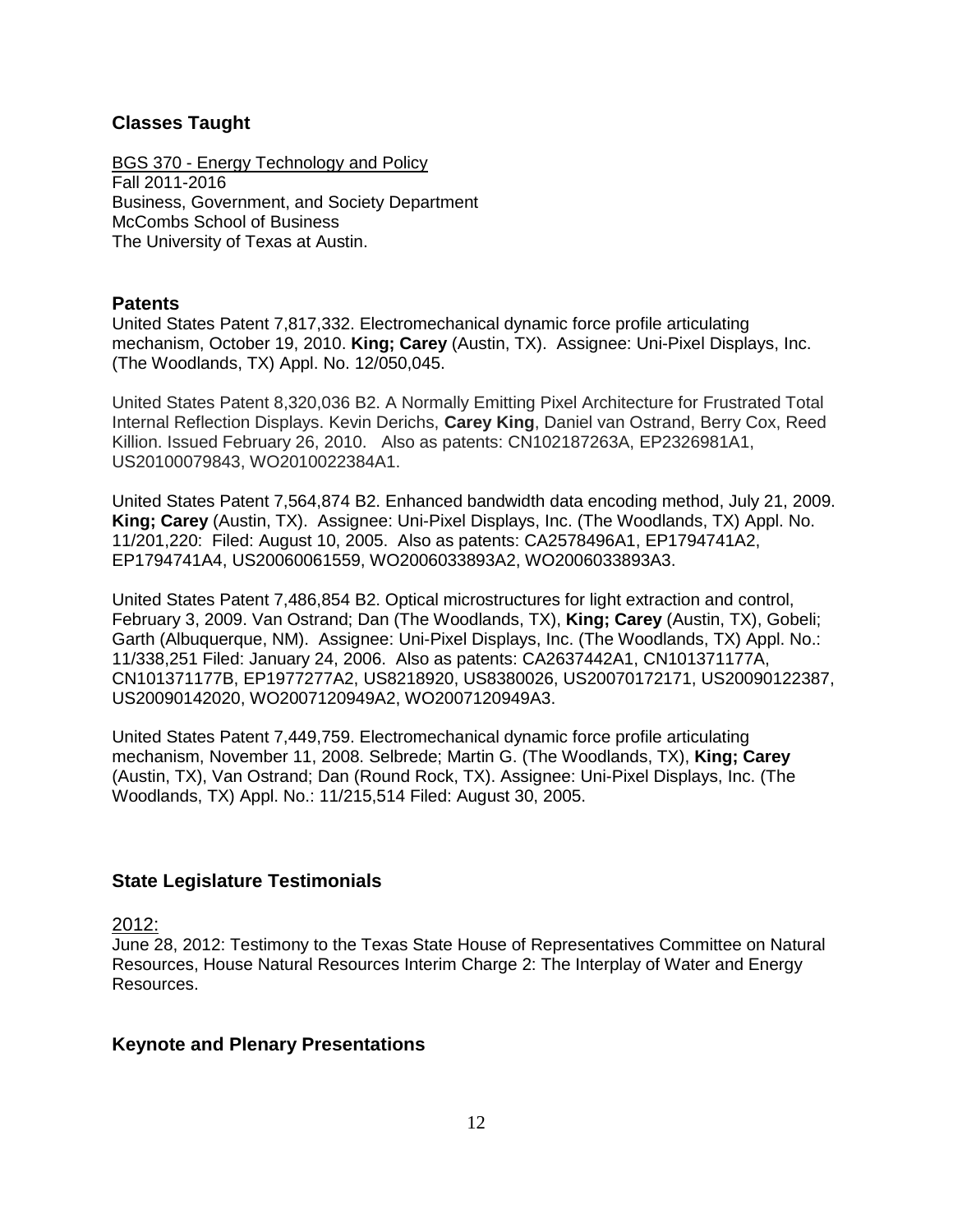## Classes Taught

BGS 370 - Energy Technology and Policy
Fall 2011-2016
Business, Government, and Society Department
McCombs School of Business
The University of Texas at Austin.

## Patents

United States Patent 7,817,332. Electromechanical dynamic force profile articulating mechanism, October 19, 2010. **King; Carey** (Austin, TX). Assignee: Uni-Pixel Displays, Inc. (The Woodlands, TX) Appl. No. 12/050,045.

United States Patent 8,320,036 B2. A Normally Emitting Pixel Architecture for Frustrated Total Internal Reflection Displays. Kevin Derichs, **Carey King**, Daniel van Ostrand, Berry Cox, Reed Killion. Issued February 26, 2010. Also as patents: CN102187263A, EP2326981A1, US20100079843, WO2010022384A1.

United States Patent 7,564,874 B2. Enhanced bandwidth data encoding method, July 21, 2009. **King; Carey** (Austin, TX). Assignee: Uni-Pixel Displays, Inc. (The Woodlands, TX) Appl. No. 11/201,220: Filed: August 10, 2005. Also as patents: CA2578496A1, EP1794741A2, EP1794741A4, US20060061559, WO2006033893A2, WO2006033893A3.

United States Patent 7,486,854 B2. Optical microstructures for light extraction and control, February 3, 2009. Van Ostrand; Dan (The Woodlands, TX), **King; Carey** (Austin, TX), Gobeli; Garth (Albuquerque, NM). Assignee: Uni-Pixel Displays, Inc. (The Woodlands, TX) Appl. No.: 11/338,251 Filed: January 24, 2006. Also as patents: CA2637442A1, CN101371177A, CN101371177B, EP1977277A2, US8218920, US8380026, US20070172171, US20090122387, US20090142020, WO2007120949A2, WO2007120949A3.

United States Patent 7,449,759. Electromechanical dynamic force profile articulating mechanism, November 11, 2008. Selbrede; Martin G. (The Woodlands, TX), **King; Carey** (Austin, TX), Van Ostrand; Dan (Round Rock, TX). Assignee: Uni-Pixel Displays, Inc. (The Woodlands, TX) Appl. No.: 11/215,514 Filed: August 30, 2005.

## State Legislature Testimonials

2012:
June 28, 2012: Testimony to the Texas State House of Representatives Committee on Natural Resources, House Natural Resources Interim Charge 2: The Interplay of Water and Energy Resources.

## Keynote and Plenary Presentations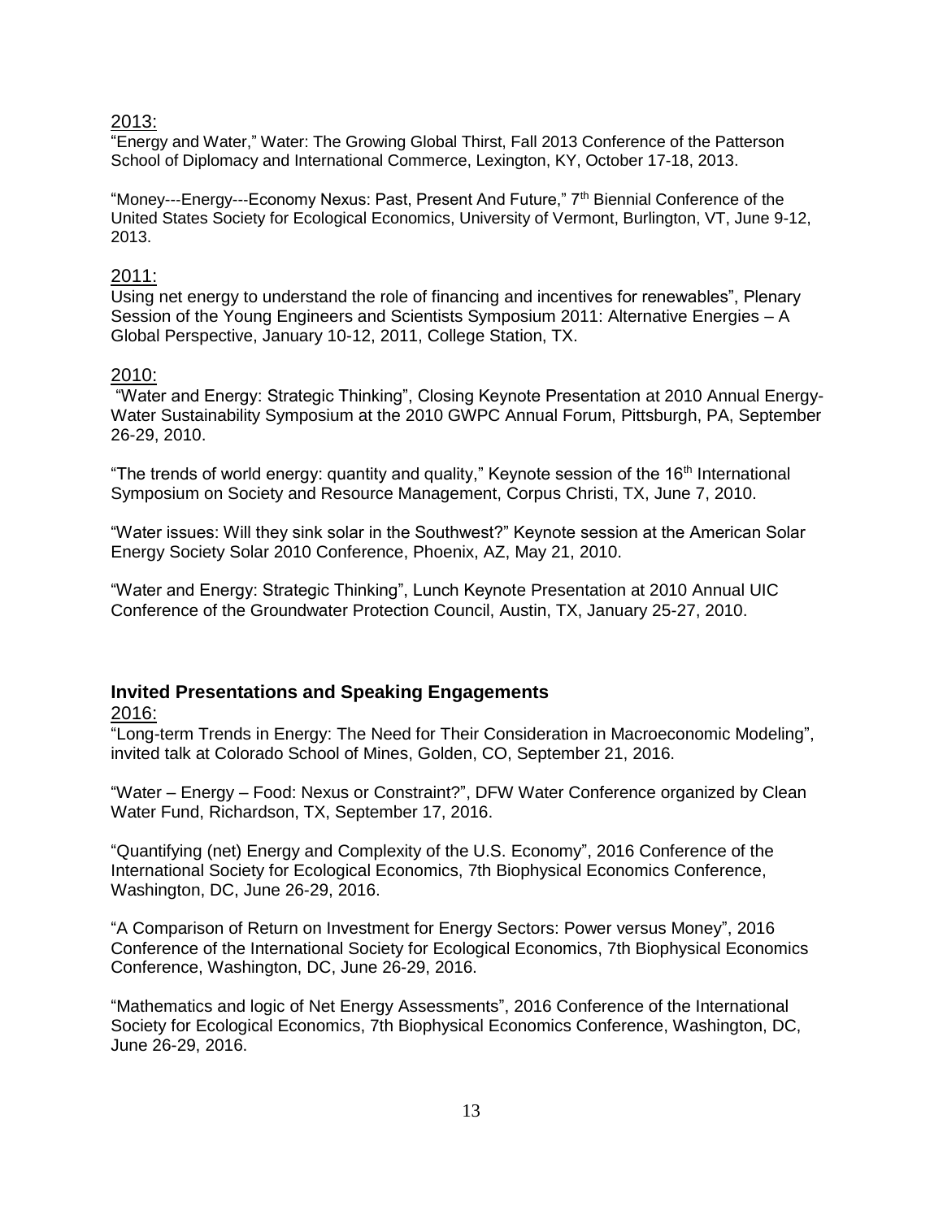2013:

"Energy and Water," Water: The Growing Global Thirst, Fall 2013 Conference of the Patterson School of Diplomacy and International Commerce, Lexington, KY, October 17-18, 2013.

"Money---Energy---Economy Nexus: Past, Present And Future," 7th Biennial Conference of the United States Society for Ecological Economics, University of Vermont, Burlington, VT, June 9-12, 2013.

2011:

Using net energy to understand the role of financing and incentives for renewables", Plenary Session of the Young Engineers and Scientists Symposium 2011: Alternative Energies – A Global Perspective, January 10-12, 2011, College Station, TX.

2010:

"Water and Energy: Strategic Thinking", Closing Keynote Presentation at 2010 Annual Energy-Water Sustainability Symposium at the 2010 GWPC Annual Forum, Pittsburgh, PA, September 26-29, 2010.

"The trends of world energy: quantity and quality," Keynote session of the 16th International Symposium on Society and Resource Management, Corpus Christi, TX, June 7, 2010.

"Water issues: Will they sink solar in the Southwest?" Keynote session at the American Solar Energy Society Solar 2010 Conference, Phoenix, AZ, May 21, 2010.

"Water and Energy: Strategic Thinking", Lunch Keynote Presentation at 2010 Annual UIC Conference of the Groundwater Protection Council, Austin, TX, January 25-27, 2010.

## Invited Presentations and Speaking Engagements

2016:

"Long-term Trends in Energy: The Need for Their Consideration in Macroeconomic Modeling", invited talk at Colorado School of Mines, Golden, CO, September 21, 2016.

"Water – Energy – Food: Nexus or Constraint?", DFW Water Conference organized by Clean Water Fund, Richardson, TX, September 17, 2016.

"Quantifying (net) Energy and Complexity of the U.S. Economy", 2016 Conference of the International Society for Ecological Economics, 7th Biophysical Economics Conference, Washington, DC, June 26-29, 2016.

"A Comparison of Return on Investment for Energy Sectors: Power versus Money", 2016 Conference of the International Society for Ecological Economics, 7th Biophysical Economics Conference, Washington, DC, June 26-29, 2016.

"Mathematics and logic of Net Energy Assessments", 2016 Conference of the International Society for Ecological Economics, 7th Biophysical Economics Conference, Washington, DC, June 26-29, 2016.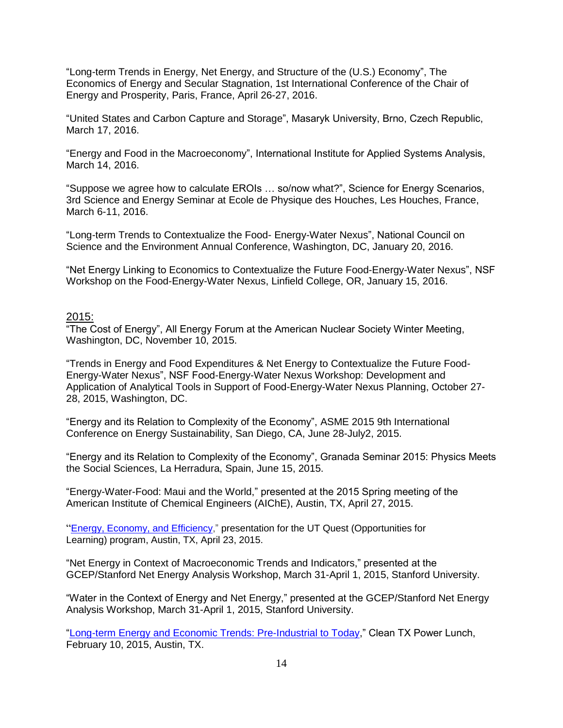“Long-term Trends in Energy, Net Energy, and Structure of the (U.S.) Economy”, The Economics of Energy and Secular Stagnation, 1st International Conference of the Chair of Energy and Prosperity, Paris, France, April 26-27, 2016.

“United States and Carbon Capture and Storage”, Masaryk University, Brno, Czech Republic, March 17, 2016.

“Energy and Food in the Macroeconomy”, International Institute for Applied Systems Analysis, March 14, 2016.

“Suppose we agree how to calculate EROIs … so/now what?”, Science for Energy Scenarios, 3rd Science and Energy Seminar at Ecole de Physique des Houches, Les Houches, France, March 6-11, 2016.

“Long-term Trends to Contextualize the Food- Energy-Water Nexus”, National Council on Science and the Environment Annual Conference, Washington, DC, January 20, 2016.

“Net Energy Linking to Economics to Contextualize the Future Food-Energy-Water Nexus”, NSF Workshop on the Food-Energy-Water Nexus, Linfield College, OR, January 15, 2016.

2015:

“The Cost of Energy”, All Energy Forum at the American Nuclear Society Winter Meeting, Washington, DC, November 10, 2015.

“Trends in Energy and Food Expenditures & Net Energy to Contextualize the Future Food-Energy-Water Nexus”, NSF Food-Energy-Water Nexus Workshop: Development and Application of Analytical Tools in Support of Food-Energy-Water Nexus Planning, October 27-28, 2015, Washington, DC.

“Energy and its Relation to Complexity of the Economy”, ASME 2015 9th International Conference on Energy Sustainability, San Diego, CA, June 28-July2, 2015.

“Energy and its Relation to Complexity of the Economy”, Granada Seminar 2015: Physics Meets the Social Sciences, La Herradura, Spain, June 15, 2015.

“Energy-Water-Food: Maui and the World,” presented at the 2015 Spring meeting of the American Institute of Chemical Engineers (AIChE), Austin, TX, April 27, 2015.

“Energy, Economy, and Efficiency,” presentation for the UT Quest (Opportunities for Learning) program, Austin, TX, April 23, 2015.

“Net Energy in Context of Macroeconomic Trends and Indicators,” presented at the GCEP/Stanford Net Energy Analysis Workshop, March 31-April 1, 2015, Stanford University.

“Water in the Context of Energy and Net Energy,” presented at the GCEP/Stanford Net Energy Analysis Workshop, March 31-April 1, 2015, Stanford University.

“Long-term Energy and Economic Trends: Pre-Industrial to Today,” Clean TX Power Lunch, February 10, 2015, Austin, TX.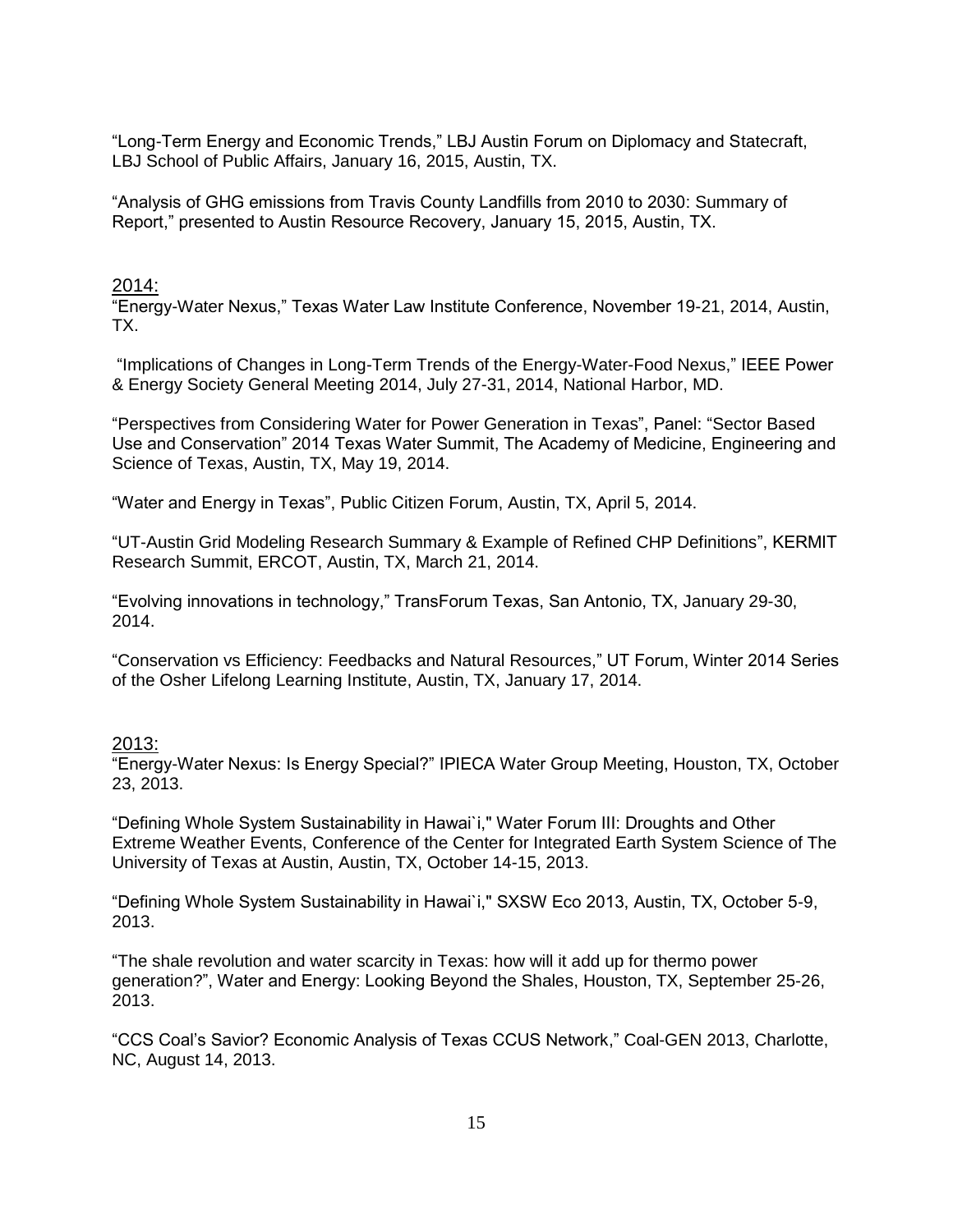“Long-Term Energy and Economic Trends,” LBJ Austin Forum on Diplomacy and Statecraft, LBJ School of Public Affairs, January 16, 2015, Austin, TX.

“Analysis of GHG emissions from Travis County Landfills from 2010 to 2030: Summary of Report,” presented to Austin Resource Recovery, January 15, 2015, Austin, TX.

2014:

“Energy-Water Nexus,” Texas Water Law Institute Conference, November 19-21, 2014, Austin, TX.

“Implications of Changes in Long-Term Trends of the Energy-Water-Food Nexus,” IEEE Power & Energy Society General Meeting 2014, July 27-31, 2014, National Harbor, MD.

“Perspectives from Considering Water for Power Generation in Texas”, Panel: “Sector Based Use and Conservation” 2014 Texas Water Summit, The Academy of Medicine, Engineering and Science of Texas, Austin, TX, May 19, 2014.

“Water and Energy in Texas”, Public Citizen Forum, Austin, TX, April 5, 2014.

“UT-Austin Grid Modeling Research Summary & Example of Refined CHP Definitions”, KERMIT Research Summit, ERCOT, Austin, TX, March 21, 2014.

“Evolving innovations in technology,” TransForum Texas, San Antonio, TX, January 29-30, 2014.

“Conservation vs Efficiency: Feedbacks and Natural Resources,” UT Forum, Winter 2014 Series of the Osher Lifelong Learning Institute, Austin, TX, January 17, 2014.

2013:

“Energy-Water Nexus: Is Energy Special?” IPIECA Water Group Meeting, Houston, TX, October 23, 2013.

“Defining Whole System Sustainability in Hawai`i," Water Forum III: Droughts and Other Extreme Weather Events, Conference of the Center for Integrated Earth System Science of The University of Texas at Austin, Austin, TX, October 14-15, 2013.

“Defining Whole System Sustainability in Hawai`i," SXSW Eco 2013, Austin, TX, October 5-9, 2013.

“The shale revolution and water scarcity in Texas: how will it add up for thermo power generation?”, Water and Energy: Looking Beyond the Shales, Houston, TX, September 25-26, 2013.

“CCS Coal’s Savior? Economic Analysis of Texas CCUS Network,” Coal-GEN 2013, Charlotte, NC, August 14, 2013.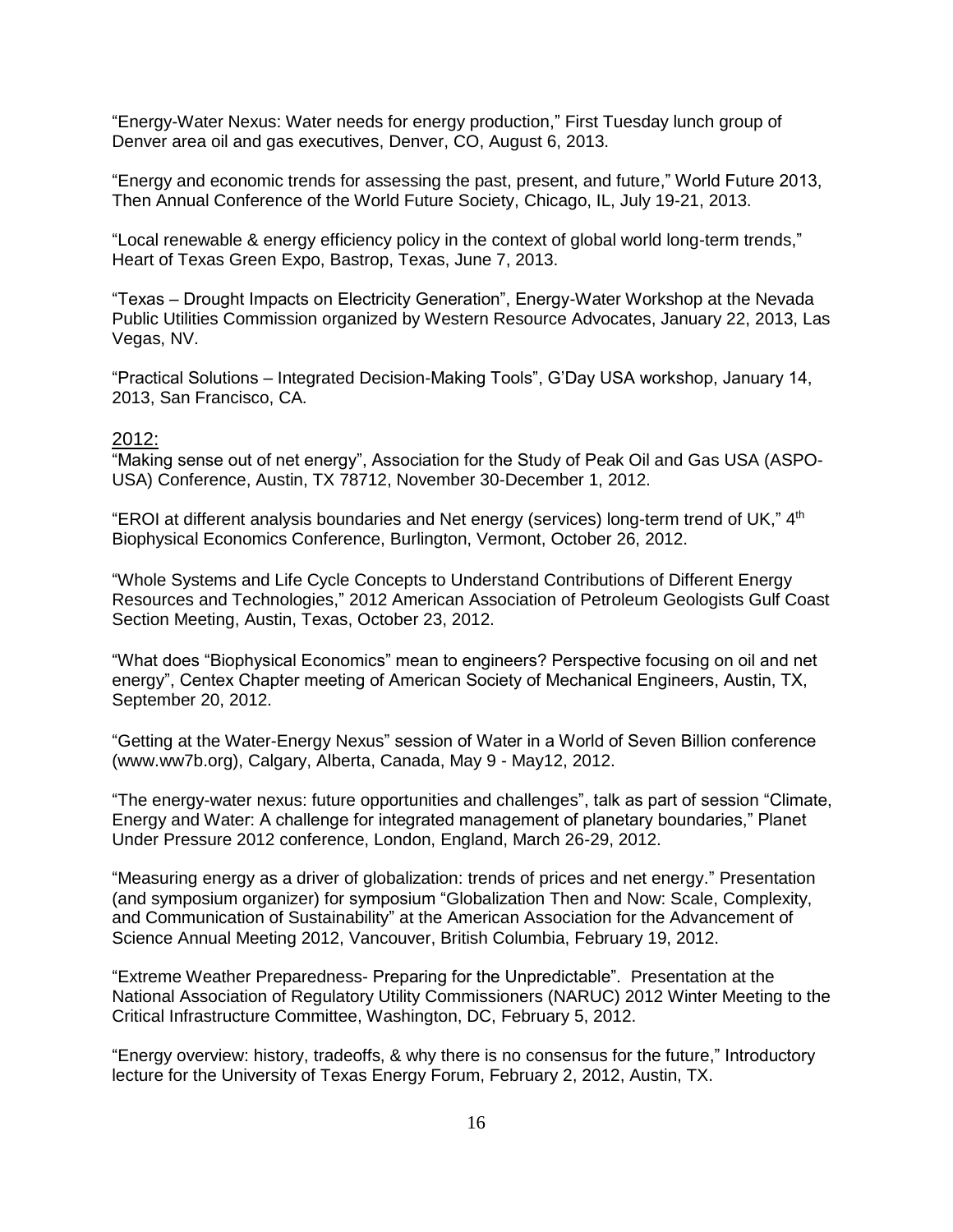"Energy-Water Nexus: Water needs for energy production," First Tuesday lunch group of Denver area oil and gas executives, Denver, CO, August 6, 2013.

"Energy and economic trends for assessing the past, present, and future," World Future 2013, Then Annual Conference of the World Future Society, Chicago, IL, July 19-21, 2013.

"Local renewable & energy efficiency policy in the context of global world long-term trends," Heart of Texas Green Expo, Bastrop, Texas, June 7, 2013.

"Texas – Drought Impacts on Electricity Generation", Energy-Water Workshop at the Nevada Public Utilities Commission organized by Western Resource Advocates, January 22, 2013, Las Vegas, NV.

"Practical Solutions – Integrated Decision-Making Tools", G'Day USA workshop, January 14, 2013, San Francisco, CA.

2012:

"Making sense out of net energy", Association for the Study of Peak Oil and Gas USA (ASPO-USA) Conference, Austin, TX 78712, November 30-December 1, 2012.

"EROI at different analysis boundaries and Net energy (services) long-term trend of UK," 4th Biophysical Economics Conference, Burlington, Vermont, October 26, 2012.

"Whole Systems and Life Cycle Concepts to Understand Contributions of Different Energy Resources and Technologies," 2012 American Association of Petroleum Geologists Gulf Coast Section Meeting, Austin, Texas, October 23, 2012.

"What does "Biophysical Economics" mean to engineers? Perspective focusing on oil and net energy", Centex Chapter meeting of American Society of Mechanical Engineers, Austin, TX, September 20, 2012.

"Getting at the Water-Energy Nexus" session of Water in a World of Seven Billion conference (www.ww7b.org), Calgary, Alberta, Canada, May 9 - May12, 2012.

"The energy-water nexus: future opportunities and challenges", talk as part of session "Climate, Energy and Water: A challenge for integrated management of planetary boundaries," Planet Under Pressure 2012 conference, London, England, March 26-29, 2012.

"Measuring energy as a driver of globalization: trends of prices and net energy." Presentation (and symposium organizer) for symposium "Globalization Then and Now: Scale, Complexity, and Communication of Sustainability" at the American Association for the Advancement of Science Annual Meeting 2012, Vancouver, British Columbia, February 19, 2012.

"Extreme Weather Preparedness- Preparing for the Unpredictable". Presentation at the National Association of Regulatory Utility Commissioners (NARUC) 2012 Winter Meeting to the Critical Infrastructure Committee, Washington, DC, February 5, 2012.

"Energy overview: history, tradeoffs, & why there is no consensus for the future," Introductory lecture for the University of Texas Energy Forum, February 2, 2012, Austin, TX.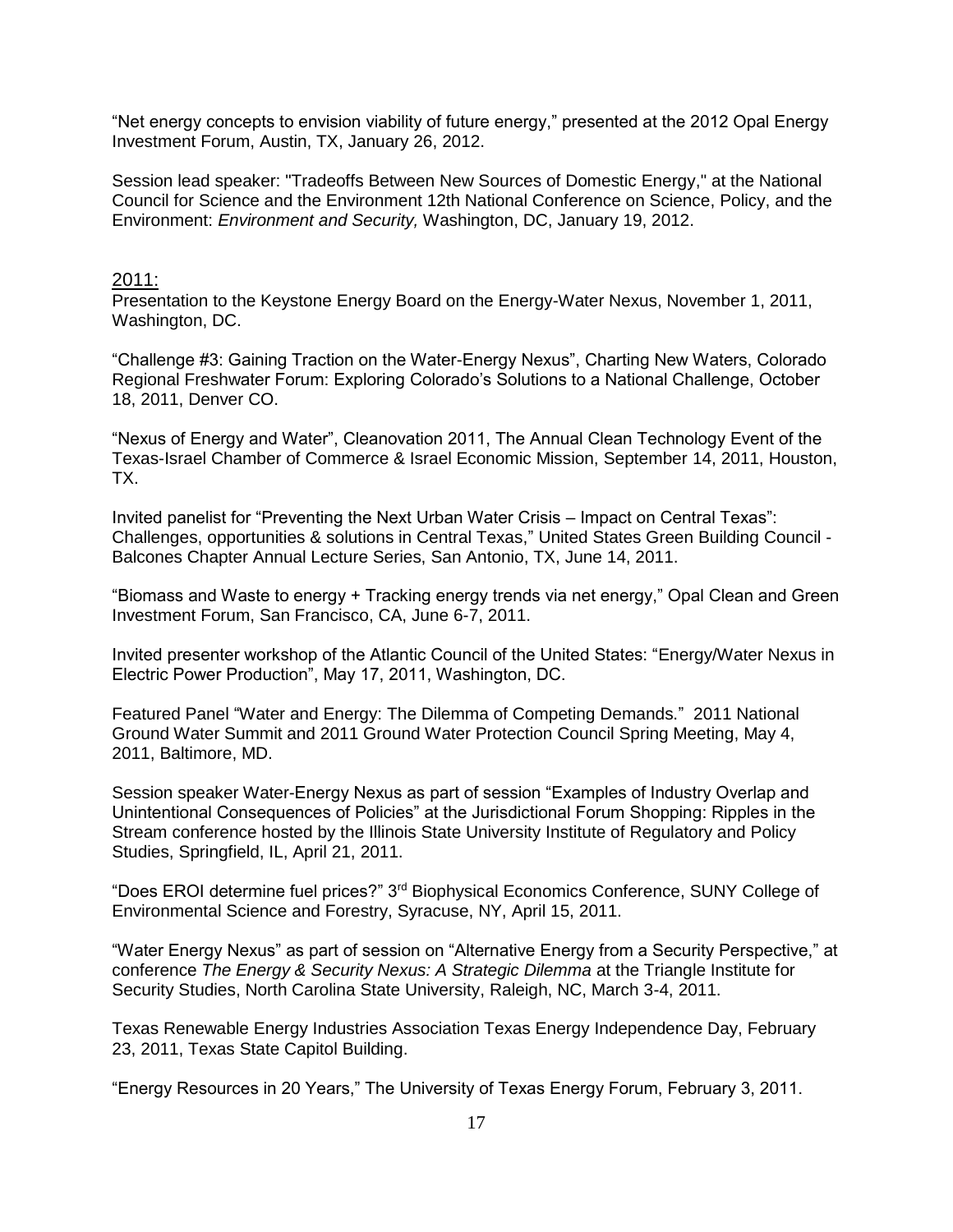"Net energy concepts to envision viability of future energy," presented at the 2012 Opal Energy Investment Forum, Austin, TX, January 26, 2012.

Session lead speaker: "Tradeoffs Between New Sources of Domestic Energy," at the National Council for Science and the Environment 12th National Conference on Science, Policy, and the Environment: *Environment and Security,* Washington, DC, January 19, 2012.

## 2011:

Presentation to the Keystone Energy Board on the Energy-Water Nexus, November 1, 2011, Washington, DC.

"Challenge #3: Gaining Traction on the Water-Energy Nexus", Charting New Waters, Colorado Regional Freshwater Forum: Exploring Colorado's Solutions to a National Challenge, October 18, 2011, Denver CO.

"Nexus of Energy and Water", Cleanovation 2011, The Annual Clean Technology Event of the Texas-Israel Chamber of Commerce & Israel Economic Mission, September 14, 2011, Houston, TX.

Invited panelist for "Preventing the Next Urban Water Crisis – Impact on Central Texas": Challenges, opportunities & solutions in Central Texas," United States Green Building Council - Balcones Chapter Annual Lecture Series, San Antonio, TX, June 14, 2011.

"Biomass and Waste to energy + Tracking energy trends via net energy," Opal Clean and Green Investment Forum, San Francisco, CA, June 6-7, 2011.

Invited presenter workshop of the Atlantic Council of the United States: "Energy/Water Nexus in Electric Power Production", May 17, 2011, Washington, DC.

Featured Panel "Water and Energy: The Dilemma of Competing Demands." 2011 National Ground Water Summit and 2011 Ground Water Protection Council Spring Meeting, May 4, 2011, Baltimore, MD.

Session speaker Water-Energy Nexus as part of session "Examples of Industry Overlap and Unintentional Consequences of Policies" at the Jurisdictional Forum Shopping: Ripples in the Stream conference hosted by the Illinois State University Institute of Regulatory and Policy Studies, Springfield, IL, April 21, 2011.

"Does EROI determine fuel prices?" 3rd Biophysical Economics Conference, SUNY College of Environmental Science and Forestry, Syracuse, NY, April 15, 2011.

"Water Energy Nexus" as part of session on "Alternative Energy from a Security Perspective," at conference *The Energy & Security Nexus: A Strategic Dilemma* at the Triangle Institute for Security Studies, North Carolina State University, Raleigh, NC, March 3-4, 2011.

Texas Renewable Energy Industries Association Texas Energy Independence Day, February 23, 2011, Texas State Capitol Building.

"Energy Resources in 20 Years," The University of Texas Energy Forum, February 3, 2011.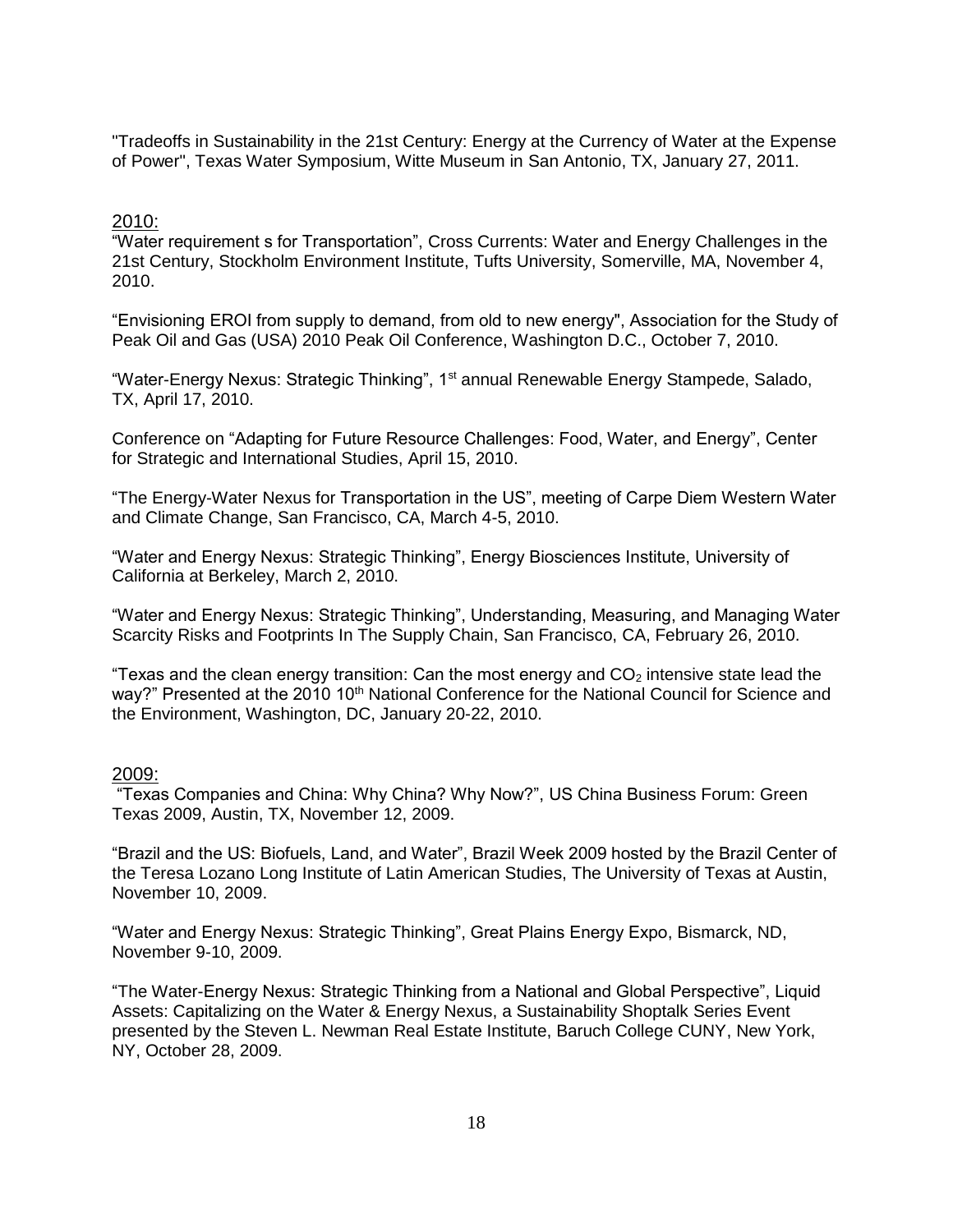"Tradeoffs in Sustainability in the 21st Century: Energy at the Currency of Water at the Expense of Power", Texas Water Symposium, Witte Museum in San Antonio, TX, January 27, 2011.

2010:

"Water requirement s for Transportation", Cross Currents: Water and Energy Challenges in the 21st Century, Stockholm Environment Institute, Tufts University, Somerville, MA, November 4, 2010.

"Envisioning EROI from supply to demand, from old to new energy", Association for the Study of Peak Oil and Gas (USA) 2010 Peak Oil Conference, Washington D.C., October 7, 2010.

"Water-Energy Nexus: Strategic Thinking", 1st annual Renewable Energy Stampede, Salado, TX, April 17, 2010.

Conference on "Adapting for Future Resource Challenges: Food, Water, and Energy", Center for Strategic and International Studies, April 15, 2010.

"The Energy-Water Nexus for Transportation in the US", meeting of Carpe Diem Western Water and Climate Change, San Francisco, CA, March 4-5, 2010.

"Water and Energy Nexus: Strategic Thinking", Energy Biosciences Institute, University of California at Berkeley, March 2, 2010.

"Water and Energy Nexus: Strategic Thinking", Understanding, Measuring, and Managing Water Scarcity Risks and Footprints In The Supply Chain, San Francisco, CA, February 26, 2010.

"Texas and the clean energy transition: Can the most energy and $CO_2$ intensive state lead the way?" Presented at the 2010 10th National Conference for the National Council for Science and the Environment, Washington, DC, January 20-22, 2010.

2009:

"Texas Companies and China: Why China? Why Now?", US China Business Forum: Green Texas 2009, Austin, TX, November 12, 2009.

"Brazil and the US: Biofuels, Land, and Water", Brazil Week 2009 hosted by the Brazil Center of the Teresa Lozano Long Institute of Latin American Studies, The University of Texas at Austin, November 10, 2009.

"Water and Energy Nexus: Strategic Thinking", Great Plains Energy Expo, Bismarck, ND, November 9-10, 2009.

"The Water-Energy Nexus: Strategic Thinking from a National and Global Perspective", Liquid Assets: Capitalizing on the Water & Energy Nexus, a Sustainability Shoptalk Series Event presented by the Steven L. Newman Real Estate Institute, Baruch College CUNY, New York, NY, October 28, 2009.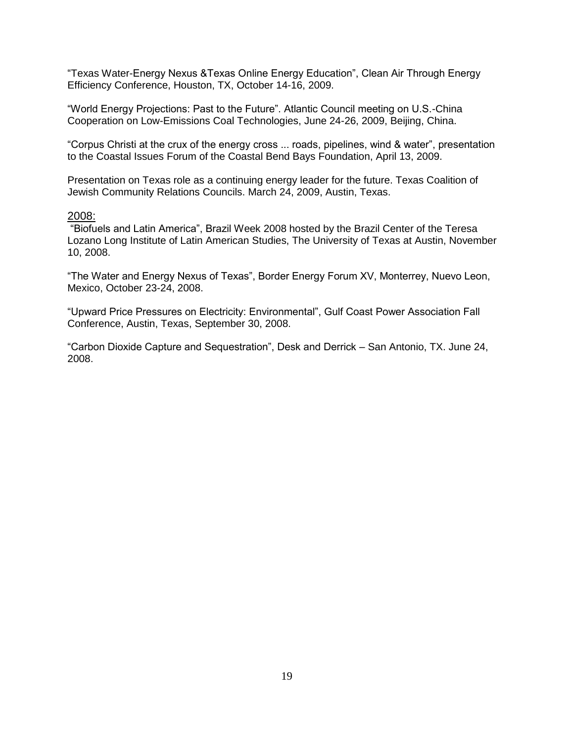"Texas Water-Energy Nexus &Texas Online Energy Education", Clean Air Through Energy Efficiency Conference, Houston, TX, October 14-16, 2009.

"World Energy Projections: Past to the Future". Atlantic Council meeting on U.S.-China Cooperation on Low-Emissions Coal Technologies, June 24-26, 2009, Beijing, China.

"Corpus Christi at the crux of the energy cross ... roads, pipelines, wind & water", presentation to the Coastal Issues Forum of the Coastal Bend Bays Foundation, April 13, 2009.

Presentation on Texas role as a continuing energy leader for the future. Texas Coalition of Jewish Community Relations Councils. March 24, 2009, Austin, Texas.

2008:

"Biofuels and Latin America", Brazil Week 2008 hosted by the Brazil Center of the Teresa Lozano Long Institute of Latin American Studies, The University of Texas at Austin, November 10, 2008.

"The Water and Energy Nexus of Texas", Border Energy Forum XV, Monterrey, Nuevo Leon, Mexico, October 23-24, 2008.

"Upward Price Pressures on Electricity: Environmental", Gulf Coast Power Association Fall Conference, Austin, Texas, September 30, 2008.

"Carbon Dioxide Capture and Sequestration", Desk and Derrick – San Antonio, TX. June 24, 2008.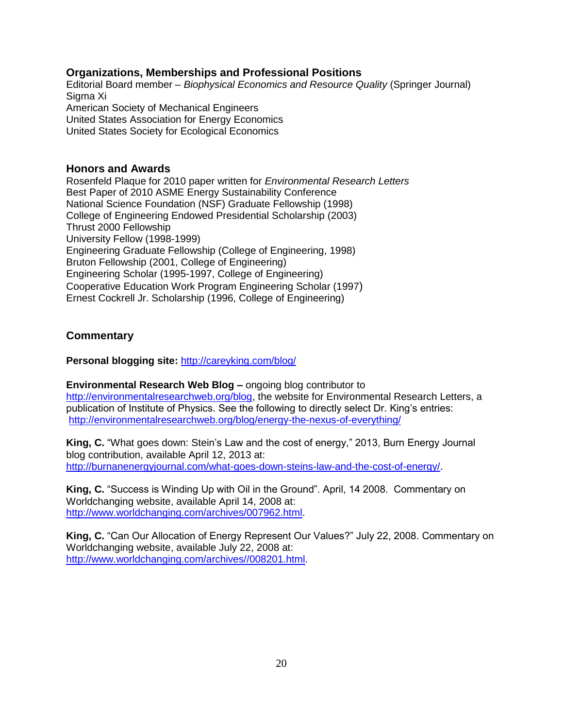## Organizations, Memberships and Professional Positions

Editorial Board member – *Biophysical Economics and Resource Quality* (Springer Journal)
Sigma Xi
American Society of Mechanical Engineers
United States Association for Energy Economics
United States Society for Ecological Economics

## Honors and Awards

Rosenfeld Plaque for 2010 paper written for *Environmental Research Letters*
Best Paper of 2010 ASME Energy Sustainability Conference
National Science Foundation (NSF) Graduate Fellowship (1998)
College of Engineering Endowed Presidential Scholarship (2003)
Thrust 2000 Fellowship
University Fellow (1998-1999)
Engineering Graduate Fellowship (College of Engineering, 1998)
Bruton Fellowship (2001, College of Engineering)
Engineering Scholar (1995-1997, College of Engineering)
Cooperative Education Work Program Engineering Scholar (1997)
Ernest Cockrell Jr. Scholarship (1996, College of Engineering)

## Commentary

**Personal blogging site:** http://careyking.com/blog/

**Environmental Research Web Blog –** ongoing blog contributor to http://environmentalresearchweb.org/blog, the website for Environmental Research Letters, a publication of Institute of Physics. See the following to directly select Dr. King's entries: http://environmentalresearchweb.org/blog/energy-the-nexus-of-everything/

**King, C.** "What goes down: Stein's Law and the cost of energy," 2013, Burn Energy Journal blog contribution, available April 12, 2013 at: http://burnanenergyjournal.com/what-goes-down-steins-law-and-the-cost-of-energy/.

**King, C.** "Success is Winding Up with Oil in the Ground". April, 14 2008. Commentary on Worldchanging website, available April 14, 2008 at: http://www.worldchanging.com/archives/007962.html.

**King, C.** "Can Our Allocation of Energy Represent Our Values?" July 22, 2008. Commentary on Worldchanging website, available July 22, 2008 at: http://www.worldchanging.com/archives//008201.html.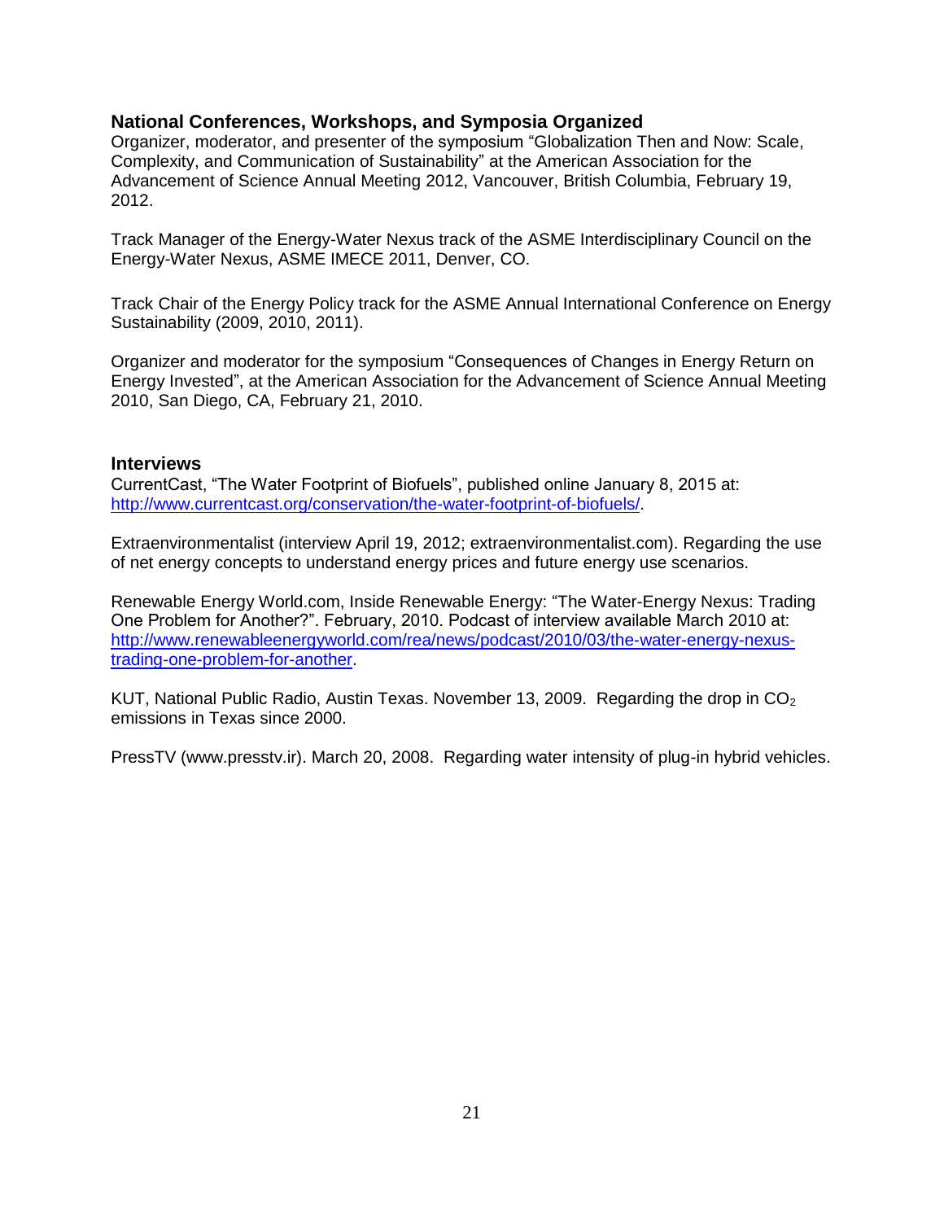## National Conferences, Workshops, and Symposia Organized

Organizer, moderator, and presenter of the symposium "Globalization Then and Now: Scale, Complexity, and Communication of Sustainability" at the American Association for the Advancement of Science Annual Meeting 2012, Vancouver, British Columbia, February 19, 2012.

Track Manager of the Energy-Water Nexus track of the ASME Interdisciplinary Council on the Energy-Water Nexus, ASME IMECE 2011, Denver, CO.

Track Chair of the Energy Policy track for the ASME Annual International Conference on Energy Sustainability (2009, 2010, 2011).

Organizer and moderator for the symposium "Consequences of Changes in Energy Return on Energy Invested", at the American Association for the Advancement of Science Annual Meeting 2010, San Diego, CA, February 21, 2010.

## Interviews

CurrentCast, "The Water Footprint of Biofuels", published online January 8, 2015 at: http://www.currentcast.org/conservation/the-water-footprint-of-biofuels/.

Extraenvironmentalist (interview April 19, 2012; extraenvironmentalist.com). Regarding the use of net energy concepts to understand energy prices and future energy use scenarios.

Renewable Energy World.com, Inside Renewable Energy: "The Water-Energy Nexus: Trading One Problem for Another?". February, 2010. Podcast of interview available March 2010 at: http://www.renewableenergyworld.com/rea/news/podcast/2010/03/the-water-energy-nexus-trading-one-problem-for-another.

KUT, National Public Radio, Austin Texas. November 13, 2009. Regarding the drop in $CO_2$ emissions in Texas since 2000.

PressTV (www.presstv.ir). March 20, 2008. Regarding water intensity of plug-in hybrid vehicles.